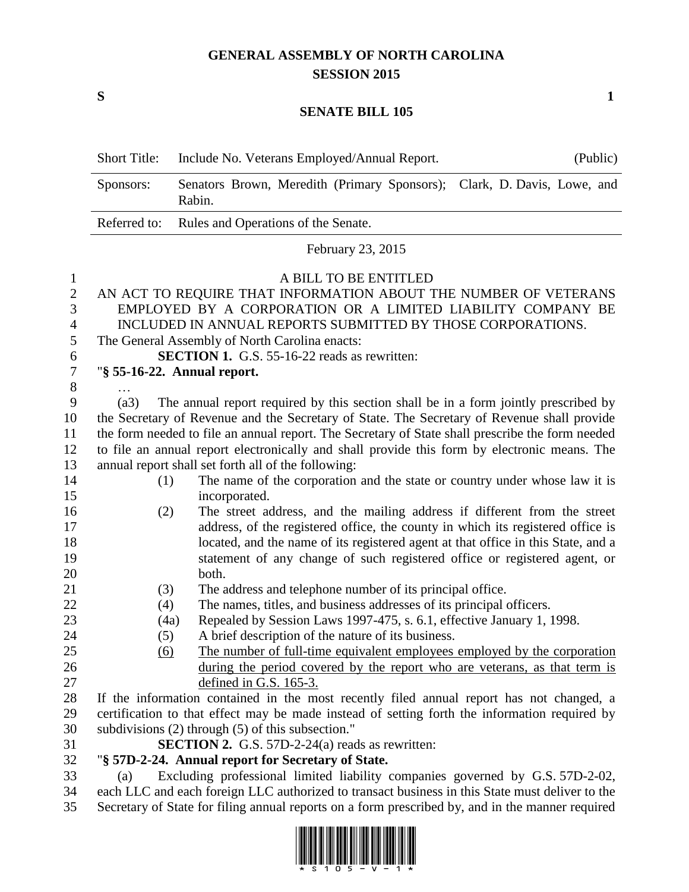# GENERAL ASSEMBLY OF NORTH CAROLINA
## SESSION 2015

**S** **1**

## SENATE BILL 105

| Short Title: | Include No. Veterans Employed/Annual Report. | (Public) |
|---|---|---|
| Sponsors: | Senators Brown, Meredith (Primary Sponsors); Clark, D. Davis, Lowe, and Rabin. | |
| Referred to: | Rules and Operations of the Senate. | |

February 23, 2015

A BILL TO BE ENTITLED

AN ACT TO REQUIRE THAT INFORMATION ABOUT THE NUMBER OF VETERANS EMPLOYED BY A CORPORATION OR A LIMITED LIABILITY COMPANY BE INCLUDED IN ANNUAL REPORTS SUBMITTED BY THOSE CORPORATIONS.

The General Assembly of North Carolina enacts:

**SECTION 1.** G.S. 55-16-22 reads as rewritten:

"**§ 55-16-22. Annual report.**

…

(a3) The annual report required by this section shall be in a form jointly prescribed by the Secretary of Revenue and the Secretary of State. The Secretary of Revenue shall provide the form needed to file an annual report. The Secretary of State shall prescribe the form needed to file an annual report electronically and shall provide this form by electronic means. The annual report shall set forth all of the following:

(1) The name of the corporation and the state or country under whose law it is incorporated.

(2) The street address, and the mailing address if different from the street address, of the registered office, the county in which its registered office is located, and the name of its registered agent at that office in this State, and a statement of any change of such registered office or registered agent, or both.

(3) The address and telephone number of its principal office.

(4) The names, titles, and business addresses of its principal officers.

(4a) Repealed by Session Laws 1997-475, s. 6.1, effective January 1, 1998.

(5) A brief description of the nature of its business.

<u>(6) The number of full-time equivalent employees employed by the corporation during the period covered by the report who are veterans, as that term is defined in G.S. 165-3.</u>

If the information contained in the most recently filed annual report has not changed, a certification to that effect may be made instead of setting forth the information required by subdivisions (2) through (5) of this subsection."

**SECTION 2.** G.S. 57D-2-24(a) reads as rewritten:

"**§ 57D-2-24. Annual report for Secretary of State.**

(a) Excluding professional limited liability companies governed by G.S. 57D-2-02, each LLC and each foreign LLC authorized to transact business in this State must deliver to the Secretary of State for filing annual reports on a form prescribed by, and in the manner required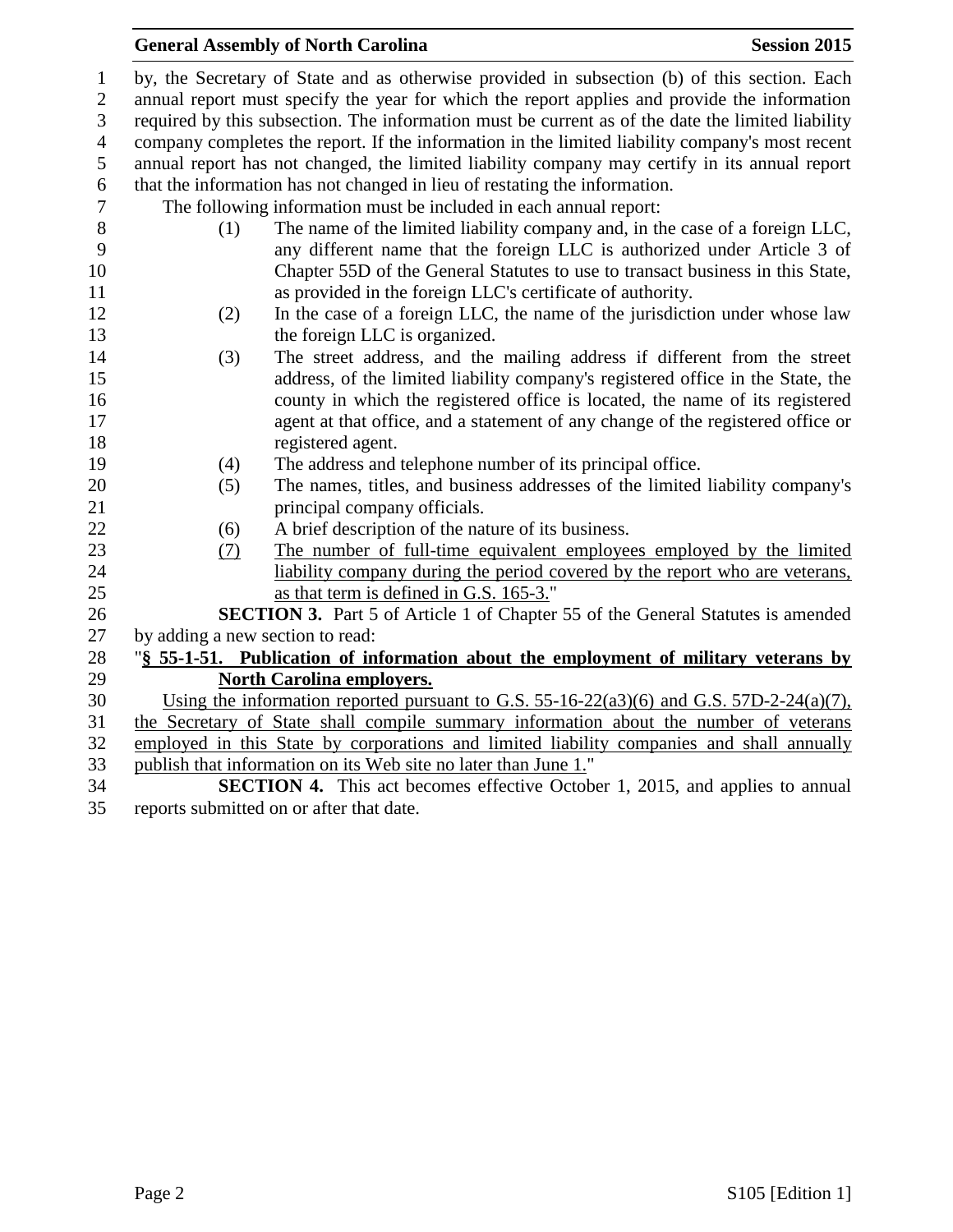by, the Secretary of State and as otherwise provided in subsection (b) of this section. Each annual report must specify the year for which the report applies and provide the information required by this subsection. The information must be current as of the date the limited liability company completes the report. If the information in the limited liability company's most recent annual report has not changed, the limited liability company may certify in its annual report that the information has not changed in lieu of restating the information.

The following information must be included in each annual report:

(1) The name of the limited liability company and, in the case of a foreign LLC, any different name that the foreign LLC is authorized under Article 3 of Chapter 55D of the General Statutes to use to transact business in this State, as provided in the foreign LLC's certificate of authority.

(2) In the case of a foreign LLC, the name of the jurisdiction under whose law the foreign LLC is organized.

(3) The street address, and the mailing address if different from the street address, of the limited liability company's registered office in the State, the county in which the registered office is located, the name of its registered agent at that office, and a statement of any change of the registered office or registered agent.

(4) The address and telephone number of its principal office.

(5) The names, titles, and business addresses of the limited liability company's principal company officials.

(6) A brief description of the nature of its business.

<u>(7) The number of full-time equivalent employees employed by the limited liability company during the period covered by the report who are veterans, as that term is defined in G.S. 165-3.</u>"

**SECTION 3.** Part 5 of Article 1 of Chapter 55 of the General Statutes is amended by adding a new section to read:

"**<u>§ 55-1-51. Publication of information about the employment of military veterans by North Carolina employers.</u>**

<u>Using the information reported pursuant to G.S. 55-16-22(a3)(6) and G.S. 57D-2-24(a)(7), the Secretary of State shall compile summary information about the number of veterans employed in this State by corporations and limited liability companies and shall annually publish that information on its Web site no later than June 1.</u>"

**SECTION 4.** This act becomes effective October 1, 2015, and applies to annual reports submitted on or after that date.